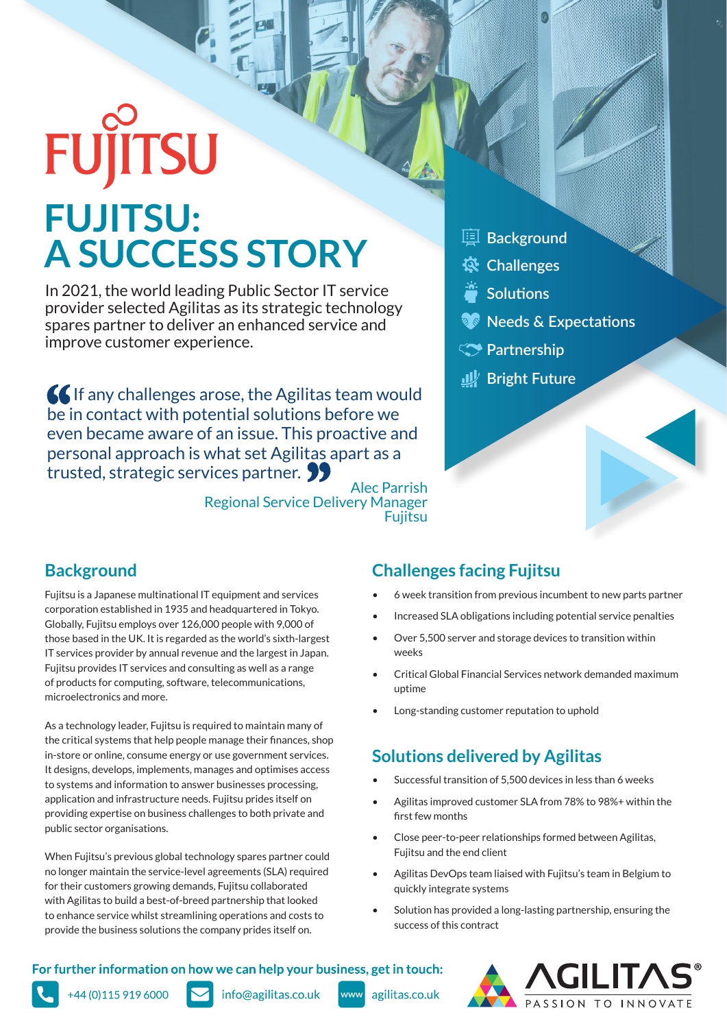FUJITSU

# FUJITSU: A SUCCESS STORY

In 2021, the world leading Public Sector IT service provider selected Agilitas as its strategic technology spares partner to deliver an enhanced service and improve customer experience.

- Background
- Challenges
- Solutions
- Needs & Expectations
- Partnership
- Bright Future

> "If any challenges arose, the Agilitas team would be in contact with potential solutions before we even became aware of an issue. This proactive and personal approach is what set Agilitas apart as a trusted, strategic services partner."
>
> Alec Parrish
> Regional Service Delivery Manager
> Fujitsu

## Background

Fujitsu is a Japanese multinational IT equipment and services corporation established in 1935 and headquartered in Tokyo. Globally, Fujitsu employs over 126,000 people with 9,000 of those based in the UK. It is regarded as the world's sixth-largest IT services provider by annual revenue and the largest in Japan. Fujitsu provides IT services and consulting as well as a range of products for computing, software, telecommunications, microelectronics and more.

As a technology leader, Fujitsu is required to maintain many of the critical systems that help people manage their finances, shop in-store or online, consume energy or use government services. It designs, develops, implements, manages and optimises access to systems and information to answer businesses processing, application and infrastructure needs. Fujitsu prides itself on providing expertise on business challenges to both private and public sector organisations.

When Fujitsu's previous global technology spares partner could no longer maintain the service-level agreements (SLA) required for their customers growing demands, Fujitsu collaborated with Agilitas to build a best-of-breed partnership that looked to enhance service whilst streamlining operations and costs to provide the business solutions the company prides itself on.

## Challenges facing Fujitsu

- 6 week transition from previous incumbent to new parts partner
- Increased SLA obligations including potential service penalties
- Over 5,500 server and storage devices to transition within weeks
- Critical Global Financial Services network demanded maximum uptime
- Long-standing customer reputation to uphold

## Solutions delivered by Agilitas

- Successful transition of 5,500 devices in less than 6 weeks
- Agilitas improved customer SLA from 78% to 98%+ within the first few months
- Close peer-to-peer relationships formed between Agilitas, Fujitsu and the end client
- Agilitas DevOps team liaised with Fujitsu's team in Belgium to quickly integrate systems
- Solution has provided a long-lasting partnership, ensuring the success of this contract

**For further information on how we can help your business, get in touch:**

+44 (0)115 919 6000 | info@agilitas.co.uk | agilitas.co.uk

AGILITAS® PASSION TO INNOVATE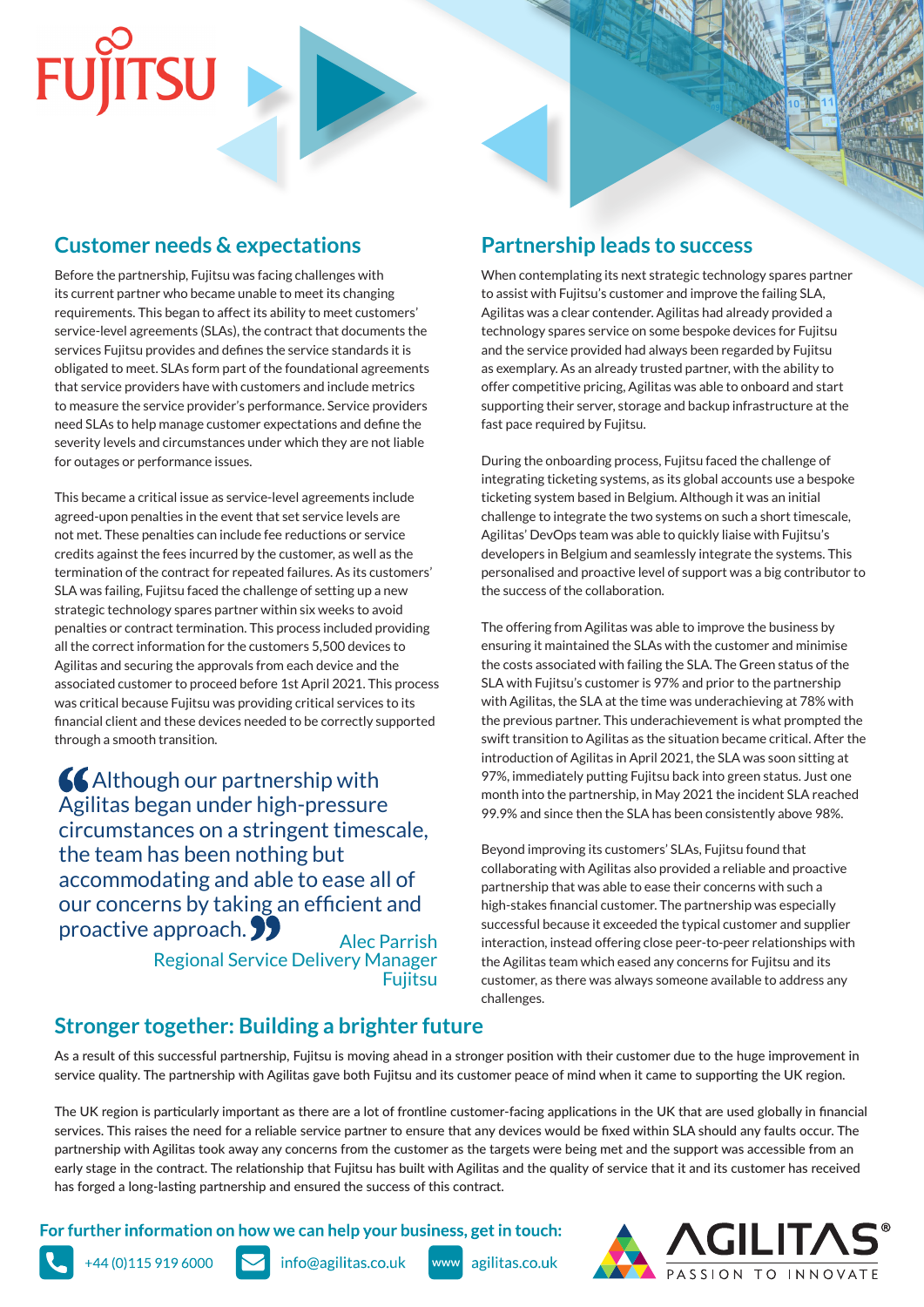## Customer needs & expectations

Before the partnership, Fujitsu was facing challenges with its current partner who became unable to meet its changing requirements. This began to affect its ability to meet customers' service-level agreements (SLAs), the contract that documents the services Fujitsu provides and defines the service standards it is obligated to meet. SLAs form part of the foundational agreements that service providers have with customers and include metrics to measure the service provider's performance. Service providers need SLAs to help manage customer expectations and define the severity levels and circumstances under which they are not liable for outages or performance issues.

This became a critical issue as service-level agreements include agreed-upon penalties in the event that set service levels are not met. These penalties can include fee reductions or service credits against the fees incurred by the customer, as well as the termination of the contract for repeated failures. As its customers' SLA was failing, Fujitsu faced the challenge of setting up a new strategic technology spares partner within six weeks to avoid penalties or contract termination. This process included providing all the correct information for the customers 5,500 devices to Agilitas and securing the approvals from each device and the associated customer to proceed before 1st April 2021. This process was critical because Fujitsu was providing critical services to its financial client and these devices needed to be correctly supported through a smooth transition.

> "Although our partnership with Agilitas began under high-pressure circumstances on a stringent timescale, the team has been nothing but accommodating and able to ease all of our concerns by taking an efficient and proactive approach."
>
> Alec Parrish
> Regional Service Delivery Manager
> Fujitsu

## Partnership leads to success

When contemplating its next strategic technology spares partner to assist with Fujitsu's customer and improve the failing SLA, Agilitas was a clear contender. Agilitas had already provided a technology spares service on some bespoke devices for Fujitsu and the service provided had always been regarded by Fujitsu as exemplary. As an already trusted partner, with the ability to offer competitive pricing, Agilitas was able to onboard and start supporting their server, storage and backup infrastructure at the fast pace required by Fujitsu.

During the onboarding process, Fujitsu faced the challenge of integrating ticketing systems, as its global accounts use a bespoke ticketing system based in Belgium. Although it was an initial challenge to integrate the two systems on such a short timescale, Agilitas' DevOps team was able to quickly liaise with Fujitsu's developers in Belgium and seamlessly integrate the systems. This personalised and proactive level of support was a big contributor to the success of the collaboration.

The offering from Agilitas was able to improve the business by ensuring it maintained the SLAs with the customer and minimise the costs associated with failing the SLA. The Green status of the SLA with Fujitsu's customer is 97% and prior to the partnership with Agilitas, the SLA at the time was underachieving at 78% with the previous partner. This underachievement is what prompted the swift transition to Agilitas as the situation became critical. After the introduction of Agilitas in April 2021, the SLA was soon sitting at 97%, immediately putting Fujitsu back into green status. Just one month into the partnership, in May 2021 the incident SLA reached 99.9% and since then the SLA has been consistently above 98%.

Beyond improving its customers' SLAs, Fujitsu found that collaborating with Agilitas also provided a reliable and proactive partnership that was able to ease their concerns with such a high-stakes financial customer. The partnership was especially successful because it exceeded the typical customer and supplier interaction, instead offering close peer-to-peer relationships with the Agilitas team which eased any concerns for Fujitsu and its customer, as there was always someone available to address any challenges.

## Stronger together: Building a brighter future

As a result of this successful partnership, Fujitsu is moving ahead in a stronger position with their customer due to the huge improvement in service quality. The partnership with Agilitas gave both Fujitsu and its customer peace of mind when it came to supporting the UK region.

The UK region is particularly important as there are a lot of frontline customer-facing applications in the UK that are used globally in financial services. This raises the need for a reliable service partner to ensure that any devices would be fixed within SLA should any faults occur. The partnership with Agilitas took away any concerns from the customer as the targets were being met and the support was accessible from an early stage in the contract. The relationship that Fujitsu has built with Agilitas and the quality of service that it and its customer has received has forged a long-lasting partnership and ensured the success of this contract.

**For further information on how we can help your business, get in touch:**

+44 (0)115 919 6000 | info@agilitas.co.uk | agilitas.co.uk

AGILITAS® PASSION TO INNOVATE